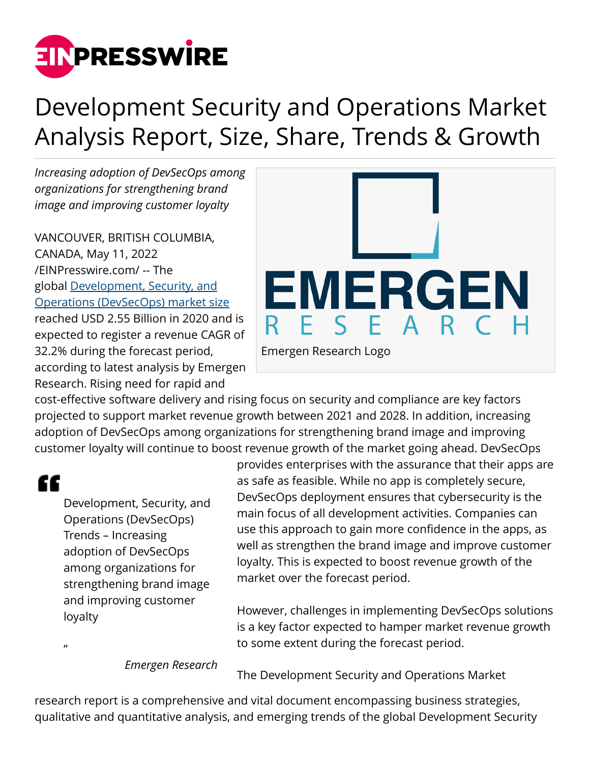# Development Security and Operations Market Analysis Report, Size, Share, Trends & Growth

*Increasing adoption of DevSecOps among organizations for strengthening brand image and improving customer loyalty*

VANCOUVER, BRITISH COLUMBIA, CANADA, May 11, 2022 /EINPresswire.com/ -- The global Development, Security, and Operations (DevSecOps) market size reached USD 2.55 Billion in 2020 and is expected to register a revenue CAGR of 32.2% during the forecast period, according to latest analysis by Emergen Research. Rising need for rapid and cost-effective software delivery and rising focus on security and compliance are key factors projected to support market revenue growth between 2021 and 2028. In addition, increasing adoption of DevSecOps among organizations for strengthening brand image and improving customer loyalty will continue to boost revenue growth of the market going ahead. DevSecOps provides enterprises with the assurance that their apps are as safe as feasible. While no app is completely secure, DevSecOps deployment ensures that cybersecurity is the main focus of all development activities. Companies can use this approach to gain more confidence in the apps, as well as strengthen the brand image and improve customer loyalty. This is expected to boost revenue growth of the market over the forecast period.

> Development, Security, and Operations (DevSecOps) Trends – Increasing adoption of DevSecOps among organizations for strengthening brand image and improving customer loyalty
>
> *Emergen Research*

However, challenges in implementing DevSecOps solutions is a key factor expected to hamper market revenue growth to some extent during the forecast period.

The Development Security and Operations Market research report is a comprehensive and vital document encompassing business strategies, qualitative and quantitative analysis, and emerging trends of the global Development Security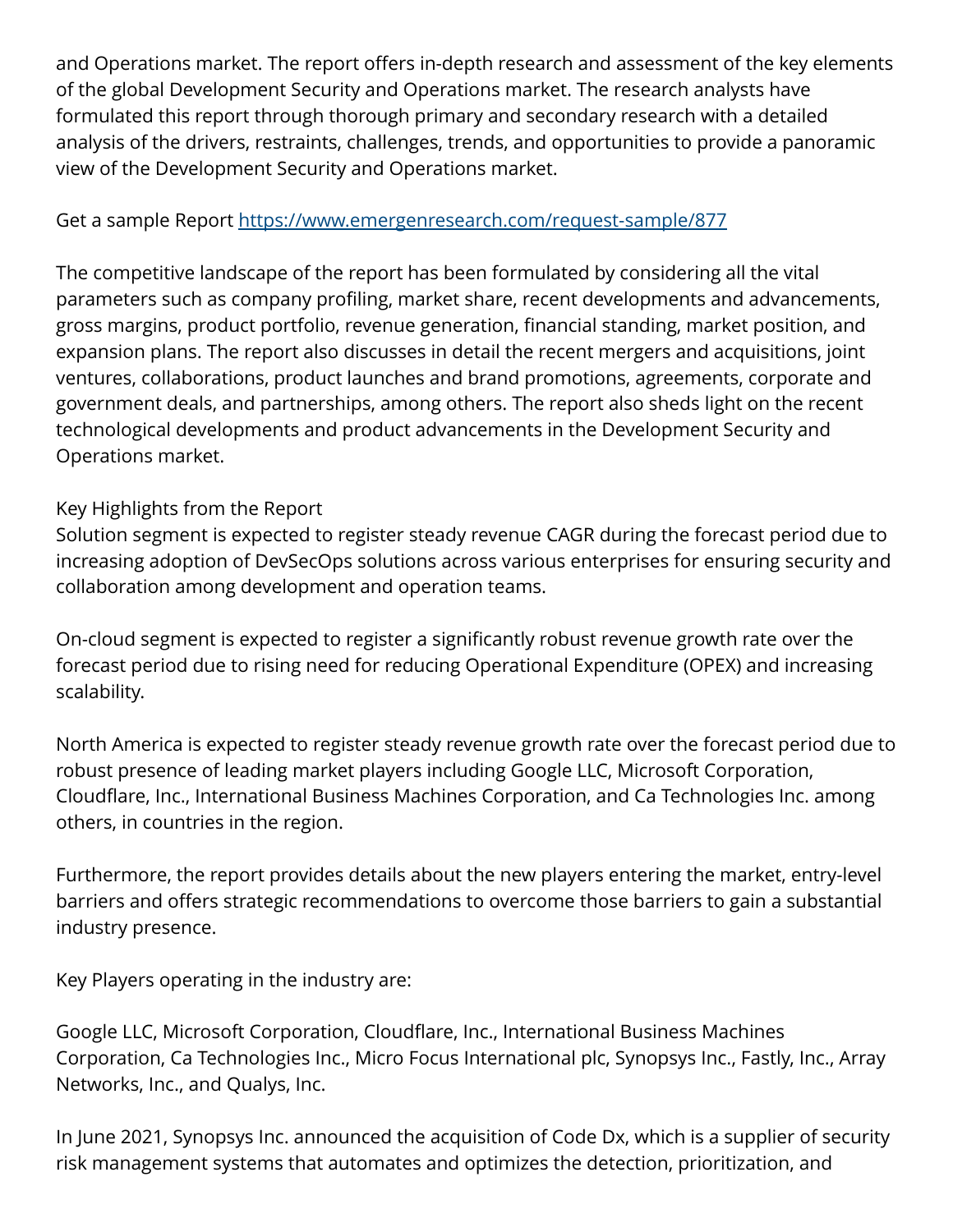and Operations market. The report offers in-depth research and assessment of the key elements of the global Development Security and Operations market. The research analysts have formulated this report through thorough primary and secondary research with a detailed analysis of the drivers, restraints, challenges, trends, and opportunities to provide a panoramic view of the Development Security and Operations market.

Get a sample Report [https://www.emergenresearch.com/request-sample/877](https://www.emergenresearch.com/request-sample/877)

The competitive landscape of the report has been formulated by considering all the vital parameters such as company profiling, market share, recent developments and advancements, gross margins, product portfolio, revenue generation, financial standing, market position, and expansion plans. The report also discusses in detail the recent mergers and acquisitions, joint ventures, collaborations, product launches and brand promotions, agreements, corporate and government deals, and partnerships, among others. The report also sheds light on the recent technological developments and product advancements in the Development Security and Operations market.

Key Highlights from the Report
Solution segment is expected to register steady revenue CAGR during the forecast period due to increasing adoption of DevSecOps solutions across various enterprises for ensuring security and collaboration among development and operation teams.

On-cloud segment is expected to register a significantly robust revenue growth rate over the forecast period due to rising need for reducing Operational Expenditure (OPEX) and increasing scalability.

North America is expected to register steady revenue growth rate over the forecast period due to robust presence of leading market players including Google LLC, Microsoft Corporation, Cloudflare, Inc., International Business Machines Corporation, and Ca Technologies Inc. among others, in countries in the region.

Furthermore, the report provides details about the new players entering the market, entry-level barriers and offers strategic recommendations to overcome those barriers to gain a substantial industry presence.

Key Players operating in the industry are:

Google LLC, Microsoft Corporation, Cloudflare, Inc., International Business Machines Corporation, Ca Technologies Inc., Micro Focus International plc, Synopsys Inc., Fastly, Inc., Array Networks, Inc., and Qualys, Inc.

In June 2021, Synopsys Inc. announced the acquisition of Code Dx, which is a supplier of security risk management systems that automates and optimizes the detection, prioritization, and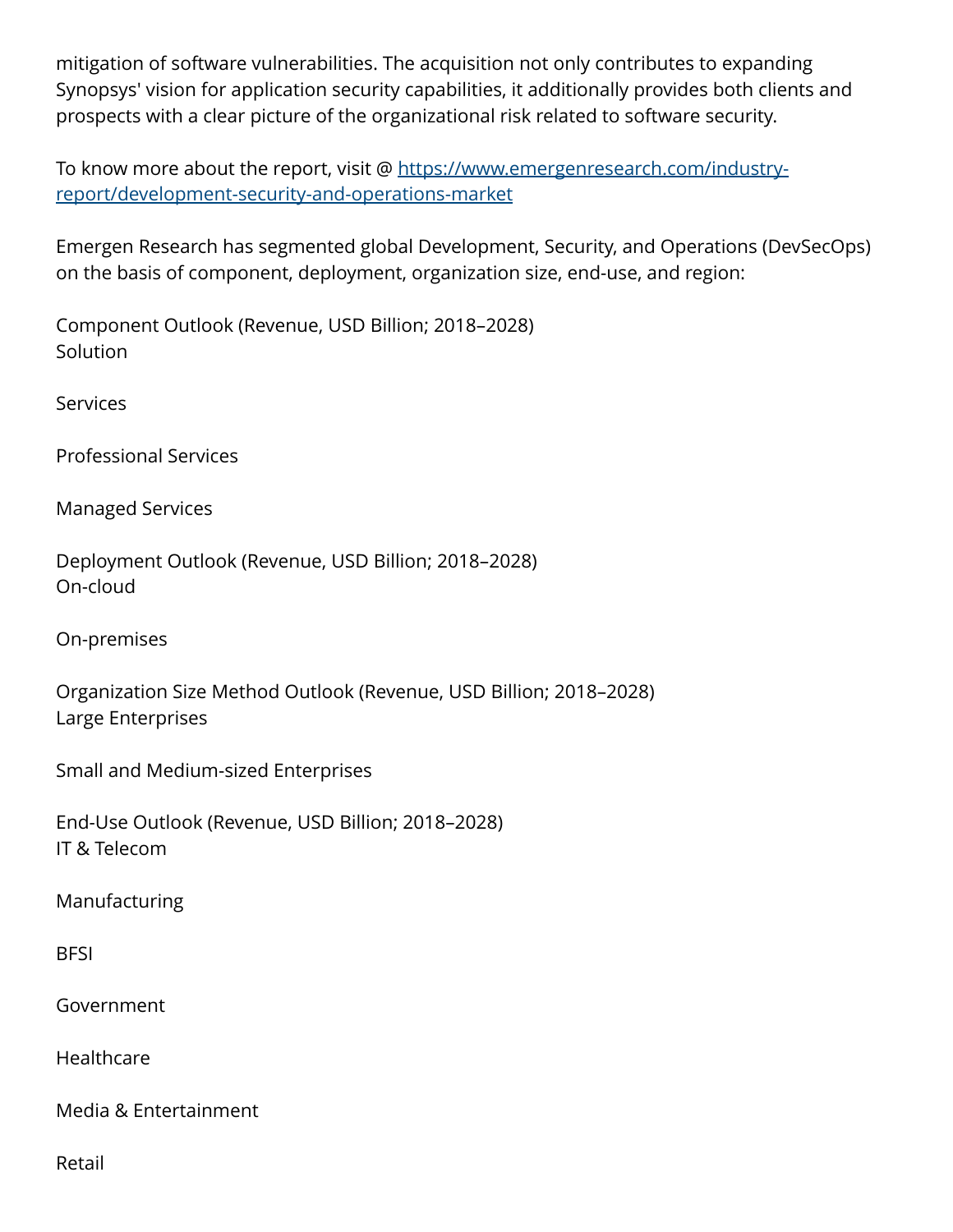mitigation of software vulnerabilities. The acquisition not only contributes to expanding Synopsys' vision for application security capabilities, it additionally provides both clients and prospects with a clear picture of the organizational risk related to software security.

To know more about the report, visit @ [https://www.emergenresearch.com/industry-report/development-security-and-operations-market](https://www.emergenresearch.com/industry-report/development-security-and-operations-market)

Emergen Research has segmented global Development, Security, and Operations (DevSecOps) on the basis of component, deployment, organization size, end-use, and region:

Component Outlook (Revenue, USD Billion; 2018–2028)
Solution

Services

Professional Services

Managed Services

Deployment Outlook (Revenue, USD Billion; 2018–2028)
On-cloud

On-premises

Organization Size Method Outlook (Revenue, USD Billion; 2018–2028)
Large Enterprises

Small and Medium-sized Enterprises

End-Use Outlook (Revenue, USD Billion; 2018–2028)
IT & Telecom

Manufacturing

BFSI

Government

Healthcare

Media & Entertainment

Retail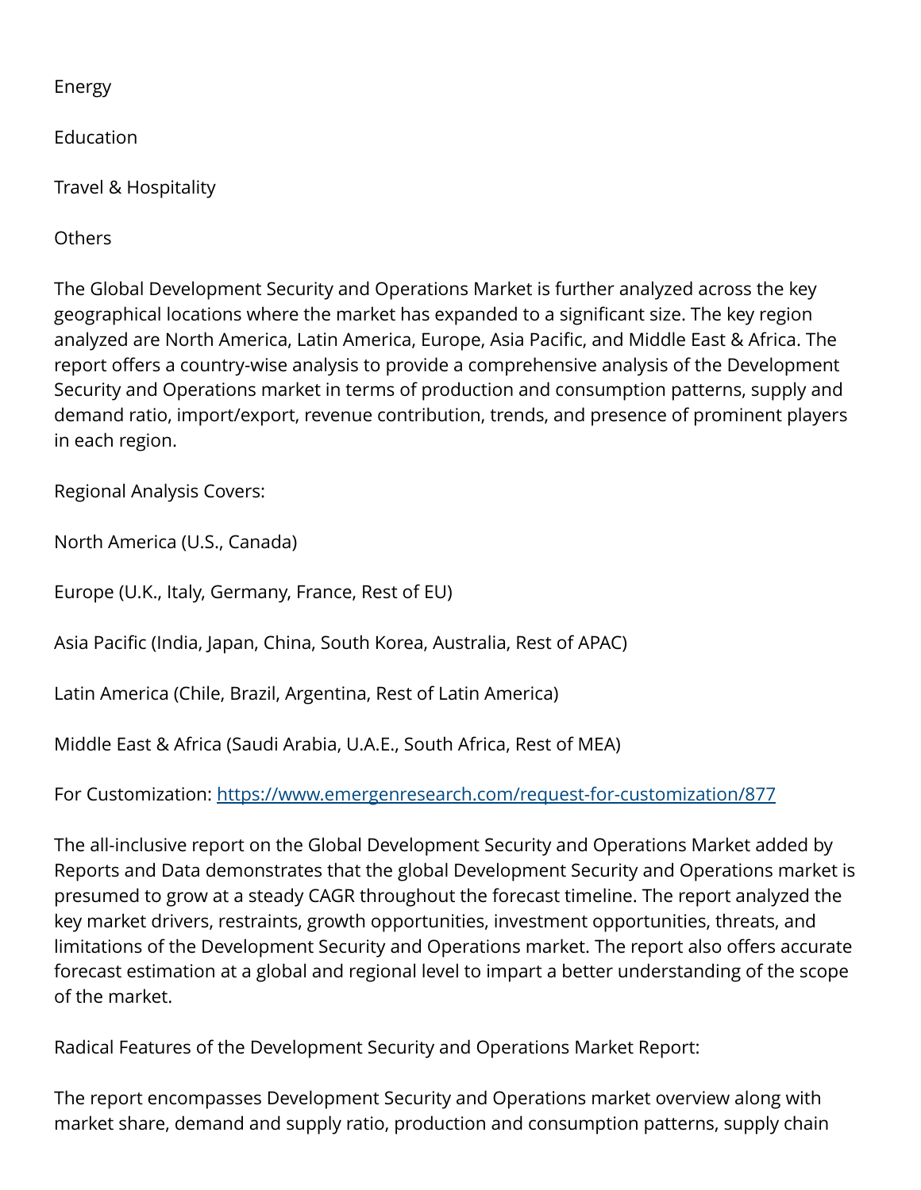Energy

Education

Travel & Hospitality

Others

The Global Development Security and Operations Market is further analyzed across the key geographical locations where the market has expanded to a significant size. The key region analyzed are North America, Latin America, Europe, Asia Pacific, and Middle East & Africa. The report offers a country-wise analysis to provide a comprehensive analysis of the Development Security and Operations market in terms of production and consumption patterns, supply and demand ratio, import/export, revenue contribution, trends, and presence of prominent players in each region.

Regional Analysis Covers:

North America (U.S., Canada)

Europe (U.K., Italy, Germany, France, Rest of EU)

Asia Pacific (India, Japan, China, South Korea, Australia, Rest of APAC)

Latin America (Chile, Brazil, Argentina, Rest of Latin America)

Middle East & Africa (Saudi Arabia, U.A.E., South Africa, Rest of MEA)

For Customization: [https://www.emergenresearch.com/request-for-customization/877](https://www.emergenresearch.com/request-for-customization/877)

The all-inclusive report on the Global Development Security and Operations Market added by Reports and Data demonstrates that the global Development Security and Operations market is presumed to grow at a steady CAGR throughout the forecast timeline. The report analyzed the key market drivers, restraints, growth opportunities, investment opportunities, threats, and limitations of the Development Security and Operations market. The report also offers accurate forecast estimation at a global and regional level to impart a better understanding of the scope of the market.

Radical Features of the Development Security and Operations Market Report:

The report encompasses Development Security and Operations market overview along with market share, demand and supply ratio, production and consumption patterns, supply chain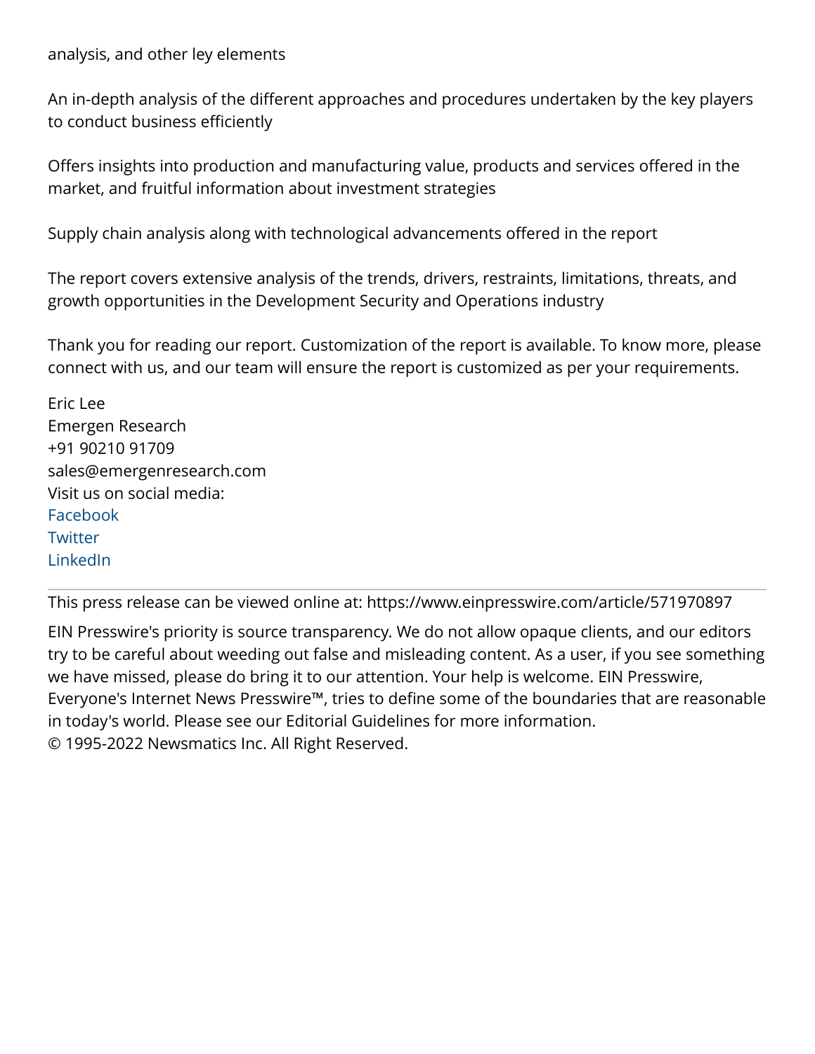analysis, and other ley elements

An in-depth analysis of the different approaches and procedures undertaken by the key players to conduct business efficiently

Offers insights into production and manufacturing value, products and services offered in the market, and fruitful information about investment strategies

Supply chain analysis along with technological advancements offered in the report

The report covers extensive analysis of the trends, drivers, restraints, limitations, threats, and growth opportunities in the Development Security and Operations industry

Thank you for reading our report. Customization of the report is available. To know more, please connect with us, and our team will ensure the report is customized as per your requirements.

Eric Lee
Emergen Research
+91 90210 91709
sales@emergenresearch.com
Visit us on social media:
Facebook
Twitter
LinkedIn

---

This press release can be viewed online at: https://www.einpresswire.com/article/571970897

EIN Presswire's priority is source transparency. We do not allow opaque clients, and our editors try to be careful about weeding out false and misleading content. As a user, if you see something we have missed, please do bring it to our attention. Your help is welcome. EIN Presswire, Everyone's Internet News Presswire™, tries to define some of the boundaries that are reasonable in today's world. Please see our Editorial Guidelines for more information.
© 1995-2022 Newsmatics Inc. All Right Reserved.